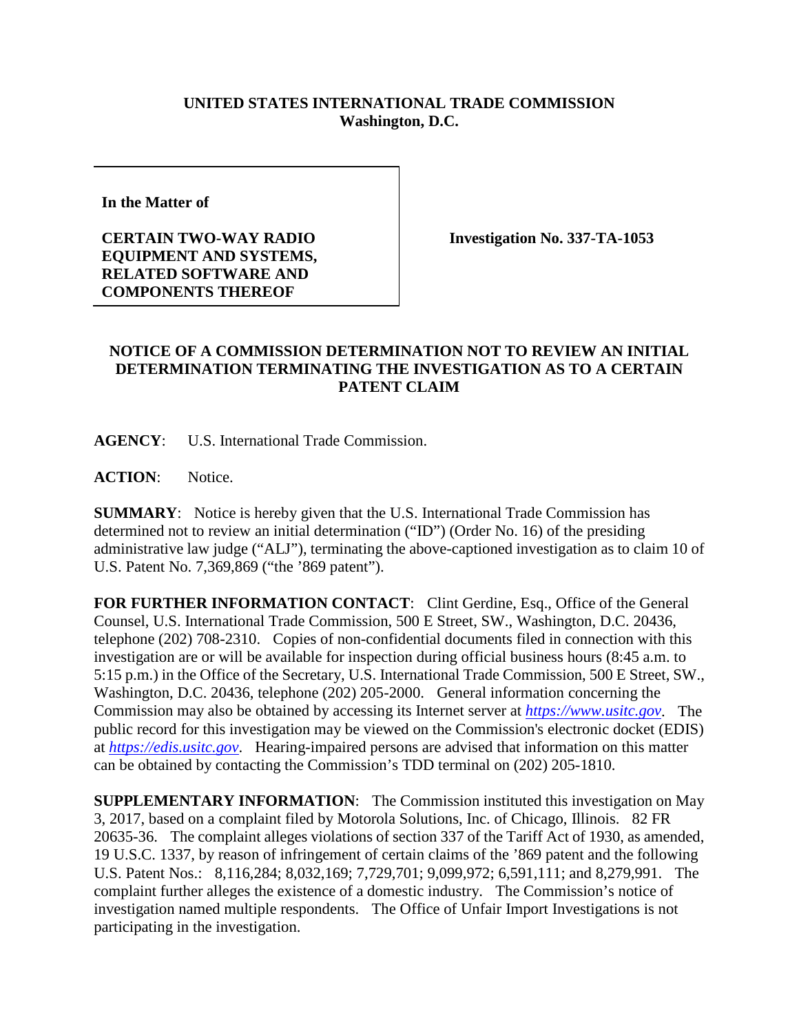**UNITED STATES INTERNATIONAL TRADE COMMISSION**
**Washington, D.C.**

| In the Matter of<br><br>**CERTAIN TWO-WAY RADIO EQUIPMENT AND SYSTEMS, RELATED SOFTWARE AND COMPONENTS THEREOF** | **Investigation No. 337-TA-1053** |
|---|---|

**NOTICE OF A COMMISSION DETERMINATION NOT TO REVIEW AN INITIAL DETERMINATION TERMINATING THE INVESTIGATION AS TO A CERTAIN PATENT CLAIM**

**AGENCY**: U.S. International Trade Commission.

**ACTION**: Notice.

**SUMMARY**: Notice is hereby given that the U.S. International Trade Commission has determined not to review an initial determination ("ID") (Order No. 16) of the presiding administrative law judge ("ALJ"), terminating the above-captioned investigation as to claim 10 of U.S. Patent No. 7,369,869 ("the '869 patent").

**FOR FURTHER INFORMATION CONTACT**: Clint Gerdine, Esq., Office of the General Counsel, U.S. International Trade Commission, 500 E Street, SW., Washington, D.C. 20436, telephone (202) 708-2310. Copies of non-confidential documents filed in connection with this investigation are or will be available for inspection during official business hours (8:45 a.m. to 5:15 p.m.) in the Office of the Secretary, U.S. International Trade Commission, 500 E Street, SW., Washington, D.C. 20436, telephone (202) 205-2000. General information concerning the Commission may also be obtained by accessing its Internet server at *https://www.usitc.gov*. The public record for this investigation may be viewed on the Commission's electronic docket (EDIS) at *https://edis.usitc.gov*. Hearing-impaired persons are advised that information on this matter can be obtained by contacting the Commission's TDD terminal on (202) 205-1810.

**SUPPLEMENTARY INFORMATION**: The Commission instituted this investigation on May 3, 2017, based on a complaint filed by Motorola Solutions, Inc. of Chicago, Illinois. 82 FR 20635-36. The complaint alleges violations of section 337 of the Tariff Act of 1930, as amended, 19 U.S.C. 1337, by reason of infringement of certain claims of the '869 patent and the following U.S. Patent Nos.: 8,116,284; 8,032,169; 7,729,701; 9,099,972; 6,591,111; and 8,279,991. The complaint further alleges the existence of a domestic industry. The Commission's notice of investigation named multiple respondents. The Office of Unfair Import Investigations is not participating in the investigation.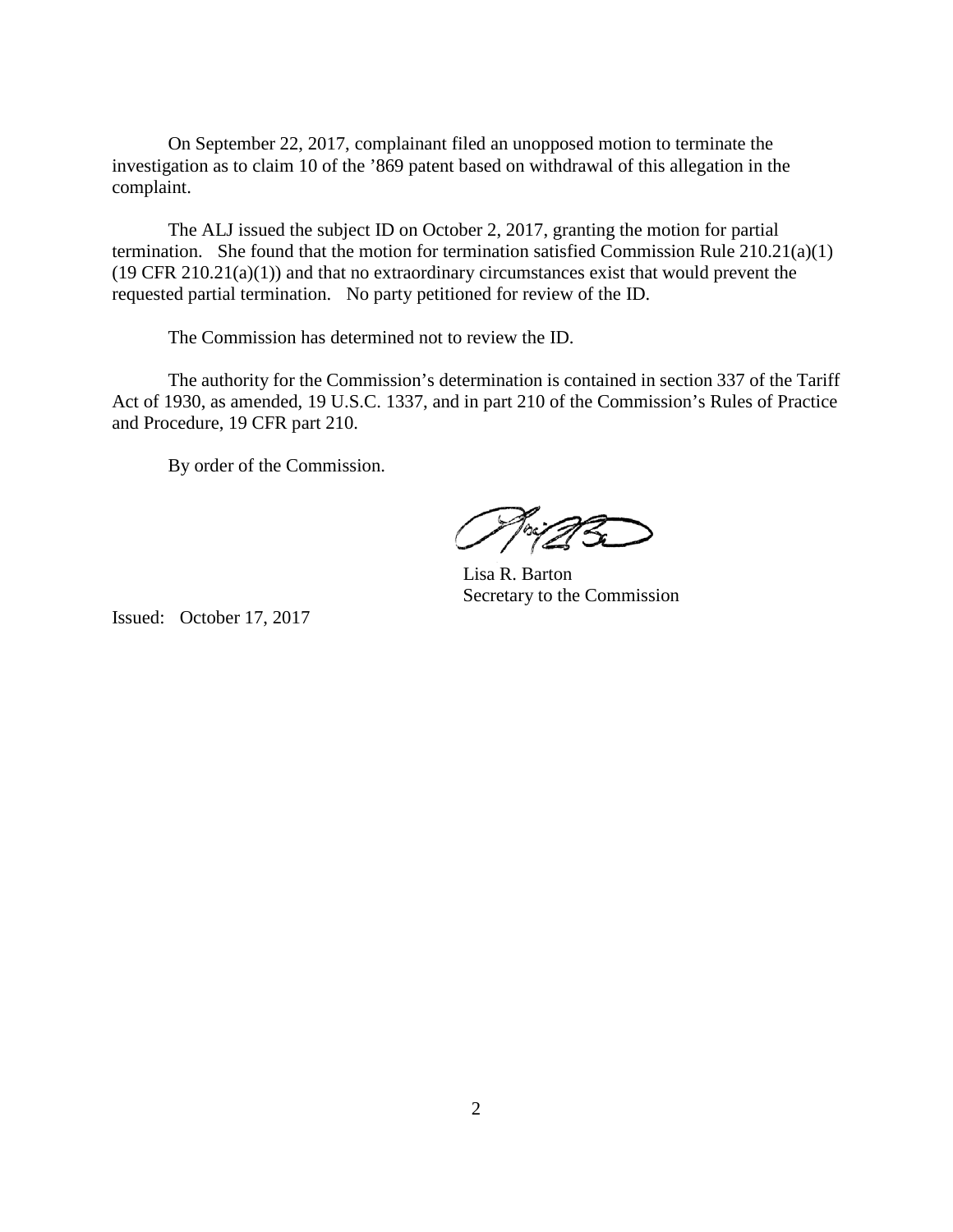On September 22, 2017, complainant filed an unopposed motion to terminate the investigation as to claim 10 of the '869 patent based on withdrawal of this allegation in the complaint.

The ALJ issued the subject ID on October 2, 2017, granting the motion for partial termination. She found that the motion for termination satisfied Commission Rule 210.21(a)(1) (19 CFR 210.21(a)(1)) and that no extraordinary circumstances exist that would prevent the requested partial termination. No party petitioned for review of the ID.

The Commission has determined not to review the ID.

The authority for the Commission's determination is contained in section 337 of the Tariff Act of 1930, as amended, 19 U.S.C. 1337, and in part 210 of the Commission's Rules of Practice and Procedure, 19 CFR part 210.

By order of the Commission.

Lisa R. Barton
Secretary to the Commission

Issued: October 17, 2017